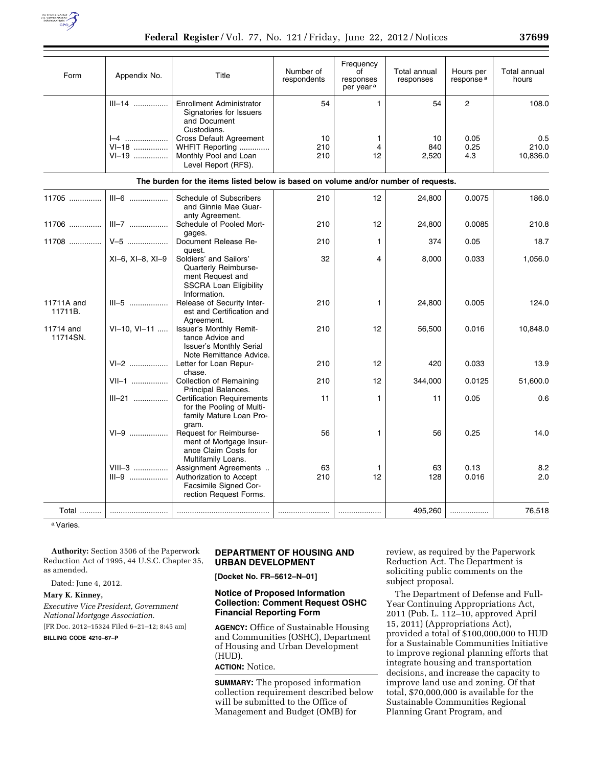| Form | Appendix No. | Title | Number of respondents | Frequency of responses per year [a] | Total annual responses | Hours per response [a] | Total annual hours |
|---|---|---|---|---|---|---|---|
| | III–14 | Enrollment Administrator Signatories for Issuers and Document Custodians. | 54 | 1 | 54 | 2 | 108.0 |
| | I–4 | Cross Default Agreement | 10 | 1 | 10 | 0.05 | 0.5 |
| | VI–18 | WHFIT Reporting | 210 | 4 | 840 | 0.25 | 210.0 |
| | VI–19 | Monthly Pool and Loan Level Report (RFS). | 210 | 12 | 2,520 | 4.3 | 10,836.0 |
| **The burden for the items listed below is based on volume and/or number of requests.** | | | | | | | |
| 11705 | III–6 | Schedule of Subscribers and Ginnie Mae Guaranty Agreement. | 210 | 12 | 24,800 | 0.0075 | 186.0 |
| 11706 | III–7 | Schedule of Pooled Mortgages. | 210 | 12 | 24,800 | 0.0085 | 210.8 |
| 11708 | V–5 | Document Release Request. | 210 | 1 | 374 | 0.05 | 18.7 |
| | XI–6, XI–8, XI–9 | Soldiers' and Sailors' Quarterly Reimbursement Request and SSCRA Loan Eligibility Information. | 32 | 4 | 8,000 | 0.033 | 1,056.0 |
| 11711A and 11711B. | III–5 | Release of Security Interest and Certification and Agreement. | 210 | 1 | 24,800 | 0.005 | 124.0 |
| 11714 and 11714SN. | VI–10, VI–11 | Issuer's Monthly Remittance Advice and Issuer's Monthly Serial Note Remittance Advice. | 210 | 12 | 56,500 | 0.016 | 10,848.0 |
| | VI–2 | Letter for Loan Repurchase. | 210 | 12 | 420 | 0.033 | 13.9 |
| | VII–1 | Collection of Remaining Principal Balances. | 210 | 12 | 344,000 | 0.0125 | 51,600.0 |
| | III–21 | Certification Requirements for the Pooling of Multifamily Mature Loan Program. | 11 | 1 | 11 | 0.05 | 0.6 |
| | VI–9 | Request for Reimbursement of Mortgage Insurance Claim Costs for Multifamily Loans. | 56 | 1 | 56 | 0.25 | 14.0 |
| | VIII–3 | Assignment Agreements | 63 | 1 | 63 | 0.13 | 8.2 |
| | III–9 | Authorization to Accept Facsimile Signed Correction Request Forms. | 210 | 12 | 128 | 0.016 | 2.0 |
| Total | | | | | 495,260 | | 76,518 |

[a] Varies.

**Authority:** Section 3506 of the Paperwork Reduction Act of 1995, 44 U.S.C. Chapter 35, as amended.

Dated: June 4, 2012.

**Mary K. Kinney,**

*Executive Vice President, Government National Mortgage Association.*

[FR Doc. 2012–15324 Filed 6–21–12; 8:45 am]

**BILLING CODE 4210–67–P**

## DEPARTMENT OF HOUSING AND URBAN DEVELOPMENT

**[Docket No. FR–5612–N–01]**

### Notice of Proposed Information Collection: Comment Request OSHC Financial Reporting Form

**AGENCY:** Office of Sustainable Housing and Communities (OSHC), Department of Housing and Urban Development (HUD).

**ACTION:** Notice.

**SUMMARY:** The proposed information collection requirement described below will be submitted to the Office of Management and Budget (OMB) for review, as required by the Paperwork Reduction Act. The Department is soliciting public comments on the subject proposal.

The Department of Defense and Full-Year Continuing Appropriations Act, 2011 (Pub. L. 112–10, approved April 15, 2011) (Appropriations Act), provided a total of $100,000,000 to HUD for a Sustainable Communities Initiative to improve regional planning efforts that integrate housing and transportation decisions, and increase the capacity to improve land use and zoning. Of that total, $70,000,000 is available for the Sustainable Communities Regional Planning Grant Program, and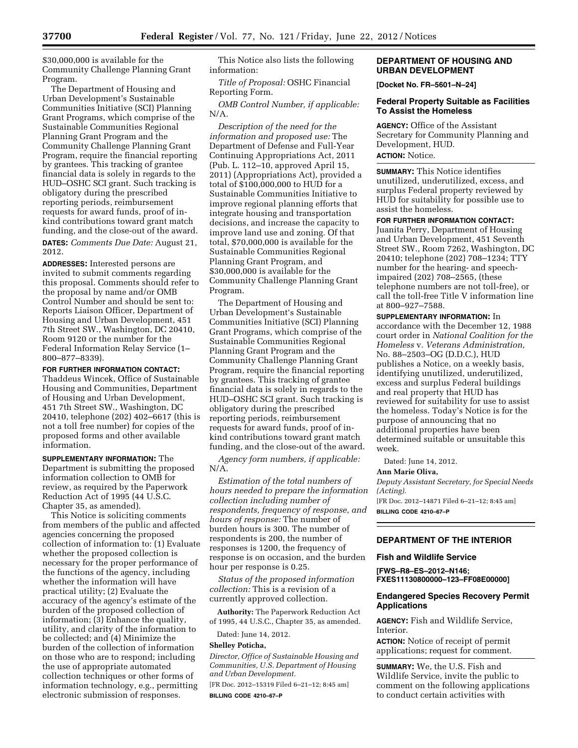$30,000,000 is available for the Community Challenge Planning Grant Program.

The Department of Housing and Urban Development's Sustainable Communities Initiative (SCI) Planning Grant Programs, which comprise of the Sustainable Communities Regional Planning Grant Program and the Community Challenge Planning Grant Program, require the financial reporting by grantees. This tracking of grantee financial data is solely in regards to the HUD–OSHC SCI grant. Such tracking is obligatory during the prescribed reporting periods, reimbursement requests for award funds, proof of in-kind contributions toward grant match funding, and the close-out of the award.

**DATES:** *Comments Due Date:* August 21, 2012.

**ADDRESSES:** Interested persons are invited to submit comments regarding this proposal. Comments should refer to the proposal by name and/or OMB Control Number and should be sent to: Reports Liaison Officer, Department of Housing and Urban Development, 451 7th Street SW., Washington, DC 20410, Room 9120 or the number for the Federal Information Relay Service (1–800–877–8339).

**FOR FURTHER INFORMATION CONTACT:** Thaddeus Wincek, Office of Sustainable Housing and Communities, Department of Housing and Urban Development, 451 7th Street SW., Washington, DC 20410, telephone (202) 402–6617 (this is not a toll free number) for copies of the proposed forms and other available information.

**SUPPLEMENTARY INFORMATION:** The Department is submitting the proposed information collection to OMB for review, as required by the Paperwork Reduction Act of 1995 (44 U.S.C. Chapter 35, as amended).

This Notice is soliciting comments from members of the public and affected agencies concerning the proposed collection of information to: (1) Evaluate whether the proposed collection is necessary for the proper performance of the functions of the agency, including whether the information will have practical utility; (2) Evaluate the accuracy of the agency's estimate of the burden of the proposed collection of information; (3) Enhance the quality, utility, and clarity of the information to be collected; and (4) Minimize the burden of the collection of information on those who are to respond; including the use of appropriate automated collection techniques or other forms of information technology, e.g., permitting electronic submission of responses.

This Notice also lists the following information:

*Title of Proposal:* OSHC Financial Reporting Form.

*OMB Control Number, if applicable:* N/A.

*Description of the need for the information and proposed use:* The Department of Defense and Full-Year Continuing Appropriations Act, 2011 (Pub. L. 112–10, approved April 15, 2011) (Appropriations Act), provided a total of $100,000,000 to HUD for a Sustainable Communities Initiative to improve regional planning efforts that integrate housing and transportation decisions, and increase the capacity to improve land use and zoning. Of that total, $70,000,000 is available for the Sustainable Communities Regional Planning Grant Program, and $30,000,000 is available for the Community Challenge Planning Grant Program.

The Department of Housing and Urban Development's Sustainable Communities Initiative (SCI) Planning Grant Programs, which comprise of the Sustainable Communities Regional Planning Grant Program and the Community Challenge Planning Grant Program, require the financial reporting by grantees. This tracking of grantee financial data is solely in regards to the HUD–OSHC SCI grant. Such tracking is obligatory during the prescribed reporting periods, reimbursement requests for award funds, proof of in-kind contributions toward grant match funding, and the close-out of the award.

*Agency form numbers, if applicable:* N/A.

*Estimation of the total numbers of hours needed to prepare the information collection including number of respondents, frequency of response, and hours of response:* The number of burden hours is 300. The number of respondents is 200, the number of responses is 1200, the frequency of response is on occasion, and the burden hour per response is 0.25.

*Status of the proposed information collection:* This is a revision of a currently approved collection.

**Authority:** The Paperwork Reduction Act of 1995, 44 U.S.C., Chapter 35, as amended.

Dated: June 14, 2012.

**Shelley Poticha,**

*Director, Office of Sustainable Housing and Communities, U.S. Department of Housing and Urban Development.*

[FR Doc. 2012–15319 Filed 6–21–12; 8:45 am]

**BILLING CODE 4210–67–P**

## DEPARTMENT OF HOUSING AND URBAN DEVELOPMENT

**[Docket No. FR–5601–N–24]**

### Federal Property Suitable as Facilities To Assist the Homeless

**AGENCY:** Office of the Assistant Secretary for Community Planning and Development, HUD.

**ACTION:** Notice.

**SUMMARY:** This Notice identifies unutilized, underutilized, excess, and surplus Federal property reviewed by HUD for suitability for possible use to assist the homeless.

**FOR FURTHER INFORMATION CONTACT:** Juanita Perry, Department of Housing and Urban Development, 451 Seventh Street SW., Room 7262, Washington, DC 20410; telephone (202) 708–1234; TTY number for the hearing- and speech-impaired (202) 708–2565, (these telephone numbers are not toll-free), or call the toll-free Title V information line at 800–927–7588.

**SUPPLEMENTARY INFORMATION:** In accordance with the December 12, 1988 court order in *National Coalition for the Homeless* v. *Veterans Administration,* No. 88–2503–OG (D.D.C.), HUD publishes a Notice, on a weekly basis, identifying unutilized, underutilized, excess and surplus Federal buildings and real property that HUD has reviewed for suitability for use to assist the homeless. Today's Notice is for the purpose of announcing that no additional properties have been determined suitable or unsuitable this week.

Dated: June 14, 2012.

**Ann Marie Oliva,**

*Deputy Assistant Secretary, for Special Needs (Acting).*

[FR Doc. 2012–14871 Filed 6–21–12; 8:45 am]

**BILLING CODE 4210–67–P**

## DEPARTMENT OF THE INTERIOR

### Fish and Wildlife Service

**[FWS–R8–ES–2012–N146; FXES11130800000–123–FF08E00000]**

### Endangered Species Recovery Permit Applications

**AGENCY:** Fish and Wildlife Service, Interior.

**ACTION:** Notice of receipt of permit applications; request for comment.

**SUMMARY:** We, the U.S. Fish and Wildlife Service, invite the public to comment on the following applications to conduct certain activities with